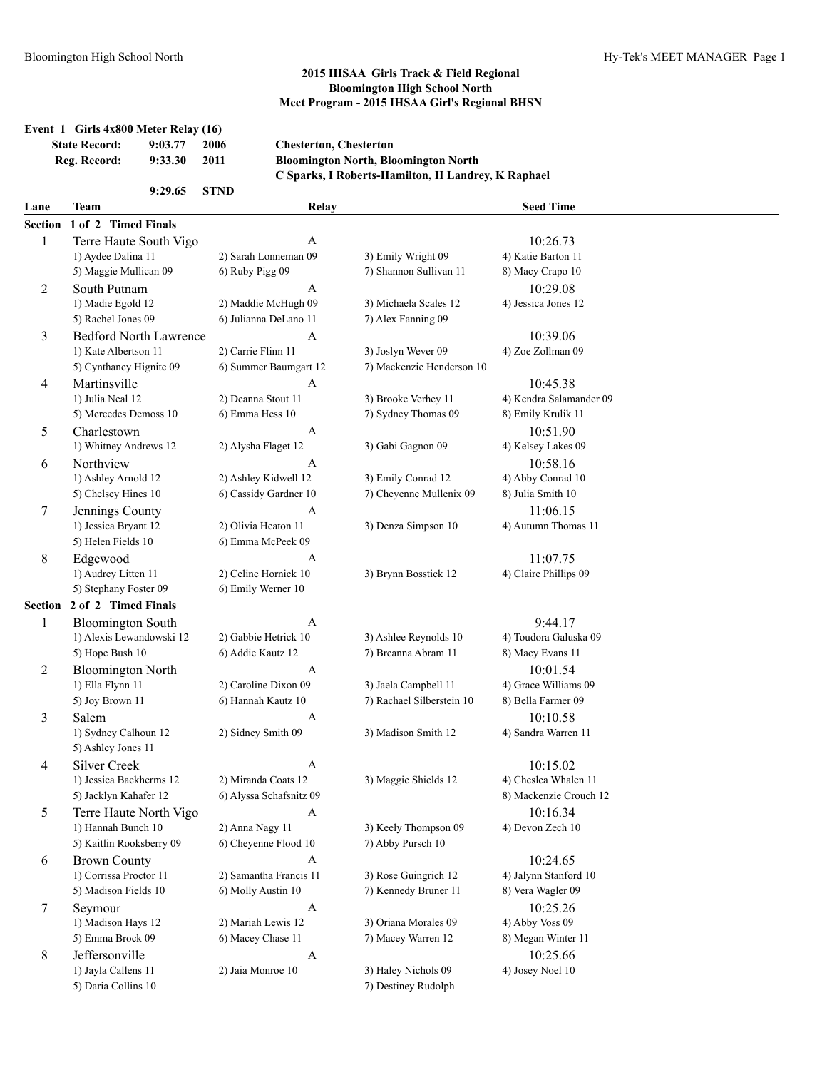## 2015 IHSAA Girls Track & Field Regional
## Bloomington High School North
## Meet Program - 2015 IHSAA Girl's Regional BHSN

### Event 1 Girls 4x800 Meter Relay (16)

| | | | |
|---|---|---|---|
| State Record: | 9:03.77 | 2006 | Chesterton, Chesterton |
| Reg. Record: | 9:33.30 | 2011 | Bloomington North, Bloomington North<br>C Sparks, I Roberts-Hamilton, H Landrey, K Raphael |
| | 9:29.65 | STND | |

| Lane | Team | Relay | | Seed Time |
|---|---|---|---|---|
| **Section 1 of 2 Timed Finals** | | | | |
| 1 | Terre Haute South Vigo | A | | 10:26.73 |
| | 1) Aydee Dalina 11 | 2) Sarah Lonneman 09 | 3) Emily Wright 09 | 4) Katie Barton 11 |
| | 5) Maggie Mullican 09 | 6) Ruby Pigg 09 | 7) Shannon Sullivan 11 | 8) Macy Crapo 10 |
| 2 | South Putnam | A | | 10:29.08 |
| | 1) Madie Egold 12 | 2) Maddie McHugh 09 | 3) Michaela Scales 12 | 4) Jessica Jones 12 |
| | 5) Rachel Jones 09 | 6) Julianna DeLano 11 | 7) Alex Fanning 09 | |
| 3 | Bedford North Lawrence | A | | 10:39.06 |
| | 1) Kate Albertson 11 | 2) Carrie Flinn 11 | 3) Joslyn Wever 09 | 4) Zoe Zollman 09 |
| | 5) Cynthaney Hignite 09 | 6) Summer Baumgart 12 | 7) Mackenzie Henderson 10 | |
| 4 | Martinsville | A | | 10:45.38 |
| | 1) Julia Neal 12 | 2) Deanna Stout 11 | 3) Brooke Verhey 11 | 4) Kendra Salamander 09 |
| | 5) Mercedes Demoss 10 | 6) Emma Hess 10 | 7) Sydney Thomas 09 | 8) Emily Krulik 11 |
| 5 | Charlestown | A | | 10:51.90 |
| | 1) Whitney Andrews 12 | 2) Alysha Flaget 12 | 3) Gabi Gagnon 09 | 4) Kelsey Lakes 09 |
| 6 | Northview | A | | 10:58.16 |
| | 1) Ashley Arnold 12 | 2) Ashley Kidwell 12 | 3) Emily Conrad 12 | 4) Abby Conrad 10 |
| | 5) Chelsey Hines 10 | 6) Cassidy Gardner 10 | 7) Cheyenne Mullenix 09 | 8) Julia Smith 10 |
| 7 | Jennings County | A | | 11:06.15 |
| | 1) Jessica Bryant 12 | 2) Olivia Heaton 11 | 3) Denza Simpson 10 | 4) Autumn Thomas 11 |
| | 5) Helen Fields 10 | 6) Emma McPeek 09 | | |
| 8 | Edgewood | A | | 11:07.75 |
| | 1) Audrey Litten 11 | 2) Celine Hornick 10 | 3) Brynn Bosstick 12 | 4) Claire Phillips 09 |
| | 5) Stephany Foster 09 | 6) Emily Werner 10 | | |
| **Section 2 of 2 Timed Finals** | | | | |
| 1 | Bloomington South | A | | 9:44.17 |
| | 1) Alexis Lewandowski 12 | 2) Gabbie Hetrick 10 | 3) Ashlee Reynolds 10 | 4) Toudora Galuska 09 |
| | 5) Hope Bush 10 | 6) Addie Kautz 12 | 7) Breanna Abram 11 | 8) Macy Evans 11 |
| 2 | Bloomington North | A | | 10:01.54 |
| | 1) Ella Flynn 11 | 2) Caroline Dixon 09 | 3) Jaela Campbell 11 | 4) Grace Williams 09 |
| | 5) Joy Brown 11 | 6) Hannah Kautz 10 | 7) Rachael Silberstein 10 | 8) Bella Farmer 09 |
| 3 | Salem | A | | 10:10.58 |
| | 1) Sydney Calhoun 12 | 2) Sidney Smith 09 | 3) Madison Smith 12 | 4) Sandra Warren 11 |
| | 5) Ashley Jones 11 | | | |
| 4 | Silver Creek | A | | 10:15.02 |
| | 1) Jessica Backherms 12 | 2) Miranda Coats 12 | 3) Maggie Shields 12 | 4) Cheslea Whalen 11 |
| | 5) Jacklyn Kahafer 12 | 6) Alyssa Schafsnitz 09 | | 8) Mackenzie Crouch 12 |
| 5 | Terre Haute North Vigo | A | | 10:16.34 |
| | 1) Hannah Bunch 10 | 2) Anna Nagy 11 | 3) Keely Thompson 09 | 4) Devon Zech 10 |
| | 5) Kaitlin Rooksberry 09 | 6) Cheyenne Flood 10 | 7) Abby Pursch 10 | |
| 6 | Brown County | A | | 10:24.65 |
| | 1) Corrissa Proctor 11 | 2) Samantha Francis 11 | 3) Rose Guingrich 12 | 4) Jalynn Stanford 10 |
| | 5) Madison Fields 10 | 6) Molly Austin 10 | 7) Kennedy Bruner 11 | 8) Vera Wagler 09 |
| 7 | Seymour | A | | 10:25.26 |
| | 1) Madison Hays 12 | 2) Mariah Lewis 12 | 3) Oriana Morales 09 | 4) Abby Voss 09 |
| | 5) Emma Brock 09 | 6) Macey Chase 11 | 7) Macey Warren 12 | 8) Megan Winter 11 |
| 8 | Jeffersonville | A | | 10:25.66 |
| | 1) Jayla Callens 11 | 2) Jaia Monroe 10 | 3) Haley Nichols 09 | 4) Josey Noel 10 |
| | 5) Daria Collins 10 | | 7) Destiney Rudolph | |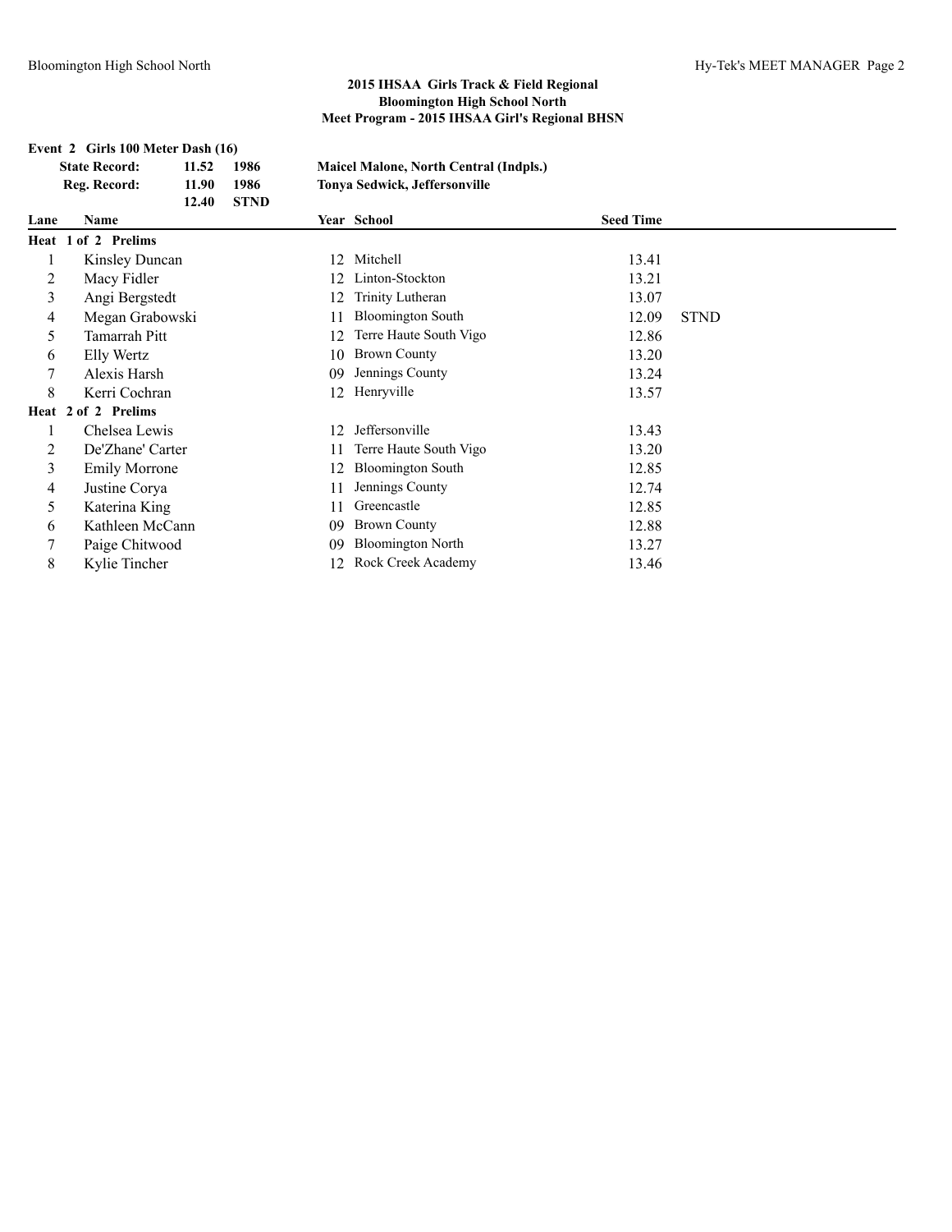## 2015 IHSAA Girls Track & Field Regional
## Bloomington High School North
## Meet Program - 2015 IHSAA Girl's Regional BHSN

**Event 2 Girls 100 Meter Dash (16)**

| | | | |
|---|---|---|---|
| **State Record:** | **11.52** | **1986** | **Maicel Malone, North Central (Indpls.)** |
| **Reg. Record:** | **11.90** | **1986** | **Tonya Sedwick, Jeffersonville** |
| | **12.40** | **STND** | |

| Lane | Name | Year | School | Seed Time | |
|---|---|---|---|---|---|
| **Heat 1 of 2 Prelims** | | | | | |
| 1 | Kinsley Duncan | 12 | Mitchell | 13.41 | |
| 2 | Macy Fidler | 12 | Linton-Stockton | 13.21 | |
| 3 | Angi Bergstedt | 12 | Trinity Lutheran | 13.07 | |
| 4 | Megan Grabowski | 11 | Bloomington South | 12.09 | STND |
| 5 | Tamarrah Pitt | 12 | Terre Haute South Vigo | 12.86 | |
| 6 | Elly Wertz | 10 | Brown County | 13.20 | |
| 7 | Alexis Harsh | 09 | Jennings County | 13.24 | |
| 8 | Kerri Cochran | 12 | Henryville | 13.57 | |
| **Heat 2 of 2 Prelims** | | | | | |
| 1 | Chelsea Lewis | 12 | Jeffersonville | 13.43 | |
| 2 | De'Zhane' Carter | 11 | Terre Haute South Vigo | 13.20 | |
| 3 | Emily Morrone | 12 | Bloomington South | 12.85 | |
| 4 | Justine Corya | 11 | Jennings County | 12.74 | |
| 5 | Katerina King | 11 | Greencastle | 12.85 | |
| 6 | Kathleen McCann | 09 | Brown County | 12.88 | |
| 7 | Paige Chitwood | 09 | Bloomington North | 13.27 | |
| 8 | Kylie Tincher | 12 | Rock Creek Academy | 13.46 | |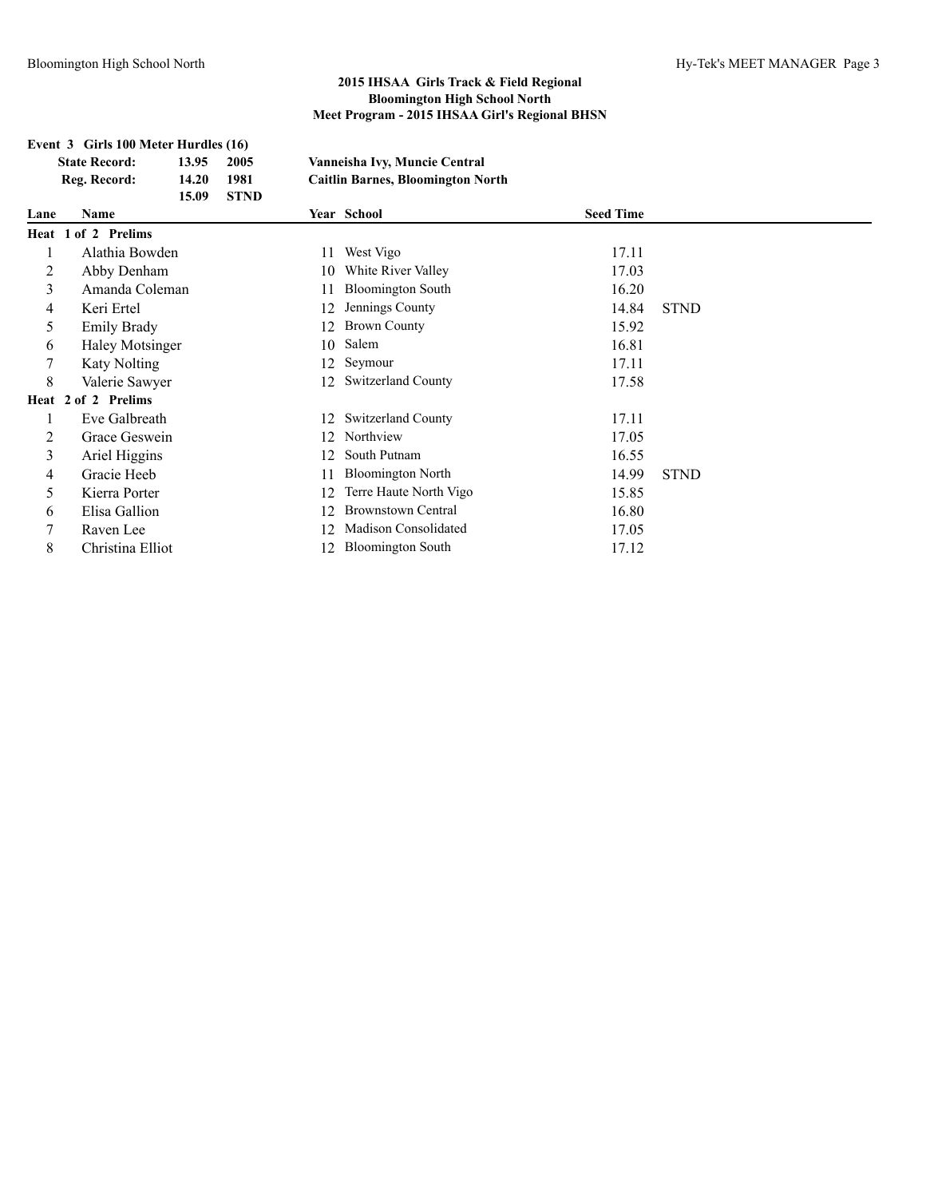## 2015 IHSAA Girls Track & Field Regional
## Bloomington High School North
## Meet Program - 2015 IHSAA Girl's Regional BHSN

### Event 3 Girls 100 Meter Hurdles (16)

| | | | |
|---|---|---|---|
| **State Record:** | **13.95** | **2005** | **Vanneisha Ivy, Muncie Central** |
| **Reg. Record:** | **14.20** | **1981** | **Caitlin Barnes, Bloomington North** |
| | **15.09** | **STND** | |

| Lane | Name | Year | School | Seed Time | |
|---|---|---|---|---|---|
| **Heat 1 of 2 Prelims** | | | | | |
| 1 | Alathia Bowden | 11 | West Vigo | 17.11 | |
| 2 | Abby Denham | 10 | White River Valley | 17.03 | |
| 3 | Amanda Coleman | 11 | Bloomington South | 16.20 | |
| 4 | Keri Ertel | 12 | Jennings County | 14.84 | STND |
| 5 | Emily Brady | 12 | Brown County | 15.92 | |
| 6 | Haley Motsinger | 10 | Salem | 16.81 | |
| 7 | Katy Nolting | 12 | Seymour | 17.11 | |
| 8 | Valerie Sawyer | 12 | Switzerland County | 17.58 | |
| **Heat 2 of 2 Prelims** | | | | | |
| 1 | Eve Galbreath | 12 | Switzerland County | 17.11 | |
| 2 | Grace Geswein | 12 | Northview | 17.05 | |
| 3 | Ariel Higgins | 12 | South Putnam | 16.55 | |
| 4 | Gracie Heeb | 11 | Bloomington North | 14.99 | STND |
| 5 | Kierra Porter | 12 | Terre Haute North Vigo | 15.85 | |
| 6 | Elisa Gallion | 12 | Brownstown Central | 16.80 | |
| 7 | Raven Lee | 12 | Madison Consolidated | 17.05 | |
| 8 | Christina Elliot | 12 | Bloomington South | 17.12 | |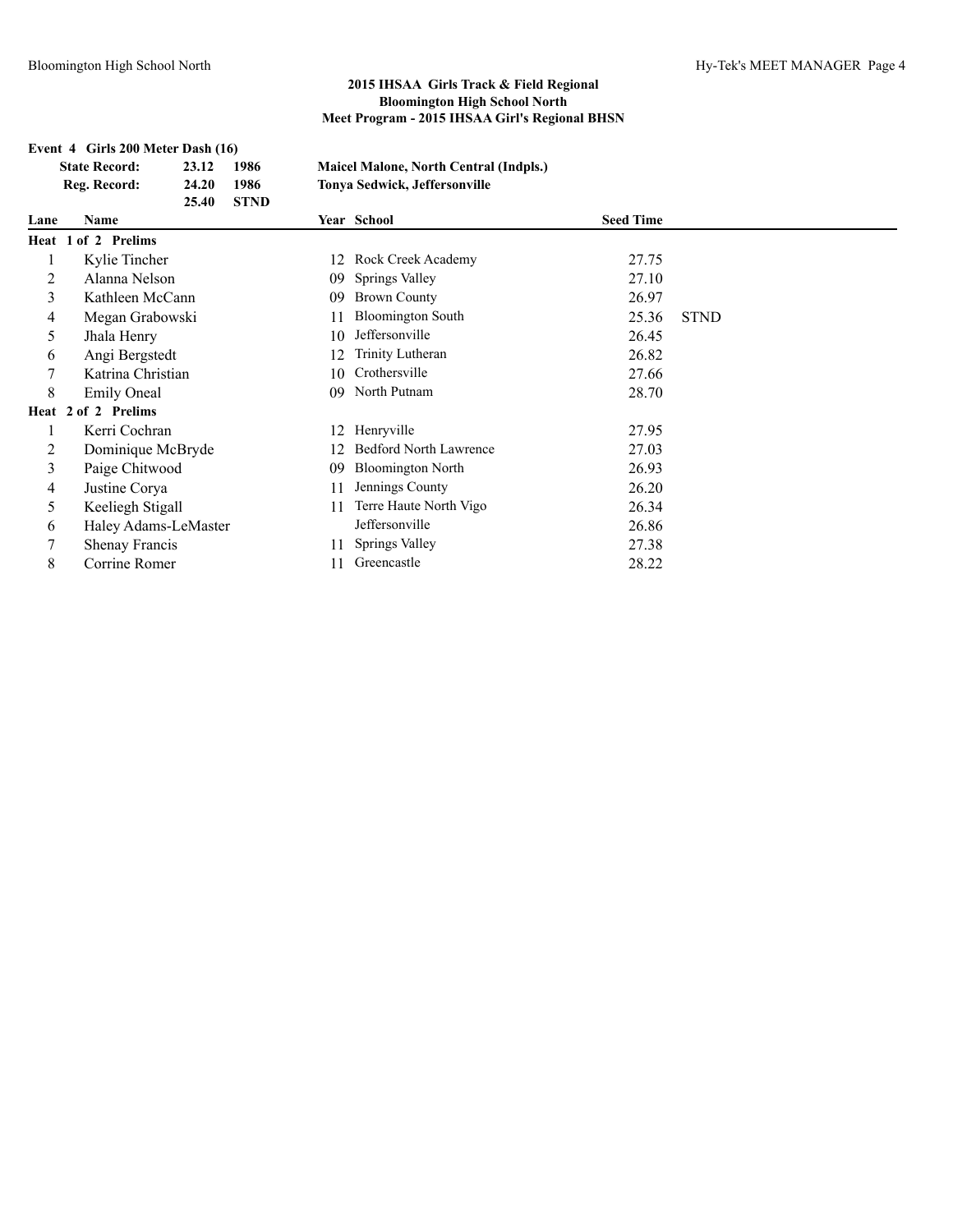## 2015 IHSAA Girls Track & Field Regional
## Bloomington High School North
## Meet Program - 2015 IHSAA Girl's Regional BHSN

### Event 4 Girls 200 Meter Dash (16)

| | | | |
|---|---|---|---|
| **State Record:** | **23.12** | **1986** | **Maicel Malone, North Central (Indpls.)** |
| **Reg. Record:** | **24.20** | **1986** | **Tonya Sedwick, Jeffersonville** |
| | **25.40** | **STND** | |

| Lane | Name | Year | School | Seed Time | |
|---|---|---|---|---|---|
| **Heat 1 of 2 Prelims** | | | | | |
| 1 | Kylie Tincher | 12 | Rock Creek Academy | 27.75 | |
| 2 | Alanna Nelson | 09 | Springs Valley | 27.10 | |
| 3 | Kathleen McCann | 09 | Brown County | 26.97 | |
| 4 | Megan Grabowski | 11 | Bloomington South | 25.36 | STND |
| 5 | Jhala Henry | 10 | Jeffersonville | 26.45 | |
| 6 | Angi Bergstedt | 12 | Trinity Lutheran | 26.82 | |
| 7 | Katrina Christian | 10 | Crothersville | 27.66 | |
| 8 | Emily Oneal | 09 | North Putnam | 28.70 | |
| **Heat 2 of 2 Prelims** | | | | | |
| 1 | Kerri Cochran | 12 | Henryville | 27.95 | |
| 2 | Dominique McBryde | 12 | Bedford North Lawrence | 27.03 | |
| 3 | Paige Chitwood | 09 | Bloomington North | 26.93 | |
| 4 | Justine Corya | 11 | Jennings County | 26.20 | |
| 5 | Keeliegh Stigall | 11 | Terre Haute North Vigo | 26.34 | |
| 6 | Haley Adams-LeMaster | | Jeffersonville | 26.86 | |
| 7 | Shenay Francis | 11 | Springs Valley | 27.38 | |
| 8 | Corrine Romer | 11 | Greencastle | 28.22 | |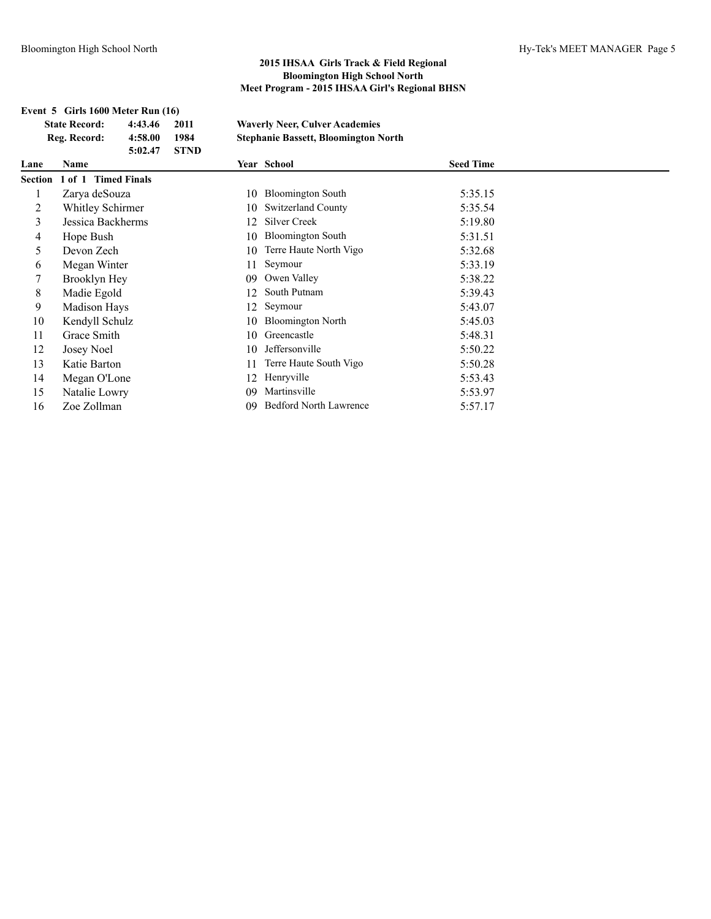**2015 IHSAA Girls Track & Field Regional**
**Bloomington High School North**
**Meet Program - 2015 IHSAA Girl's Regional BHSN**

**Event 5 Girls 1600 Meter Run (16)**

| | | | |
|---|---|---|---|
| **State Record:** | **4:43.46** | **2011** | **Waverly Neer, Culver Academies** |
| **Reg. Record:** | **4:58.00** | **1984** | **Stephanie Bassett, Bloomington North** |
| | **5:02.47** | **STND** | |

| Lane | Name | Year | School | Seed Time |
|---|---|---|---|---|
| **Section 1 of 1 Timed Finals** | | | | |
| 1 | Zarya deSouza | 10 | Bloomington South | 5:35.15 |
| 2 | Whitley Schirmer | 10 | Switzerland County | 5:35.54 |
| 3 | Jessica Backherms | 12 | Silver Creek | 5:19.80 |
| 4 | Hope Bush | 10 | Bloomington South | 5:31.51 |
| 5 | Devon Zech | 10 | Terre Haute North Vigo | 5:32.68 |
| 6 | Megan Winter | 11 | Seymour | 5:33.19 |
| 7 | Brooklyn Hey | 09 | Owen Valley | 5:38.22 |
| 8 | Madie Egold | 12 | South Putnam | 5:39.43 |
| 9 | Madison Hays | 12 | Seymour | 5:43.07 |
| 10 | Kendyll Schulz | 10 | Bloomington North | 5:45.03 |
| 11 | Grace Smith | 10 | Greencastle | 5:48.31 |
| 12 | Josey Noel | 10 | Jeffersonville | 5:50.22 |
| 13 | Katie Barton | 11 | Terre Haute South Vigo | 5:50.28 |
| 14 | Megan O'Lone | 12 | Henryville | 5:53.43 |
| 15 | Natalie Lowry | 09 | Martinsville | 5:53.97 |
| 16 | Zoe Zollman | 09 | Bedford North Lawrence | 5:57.17 |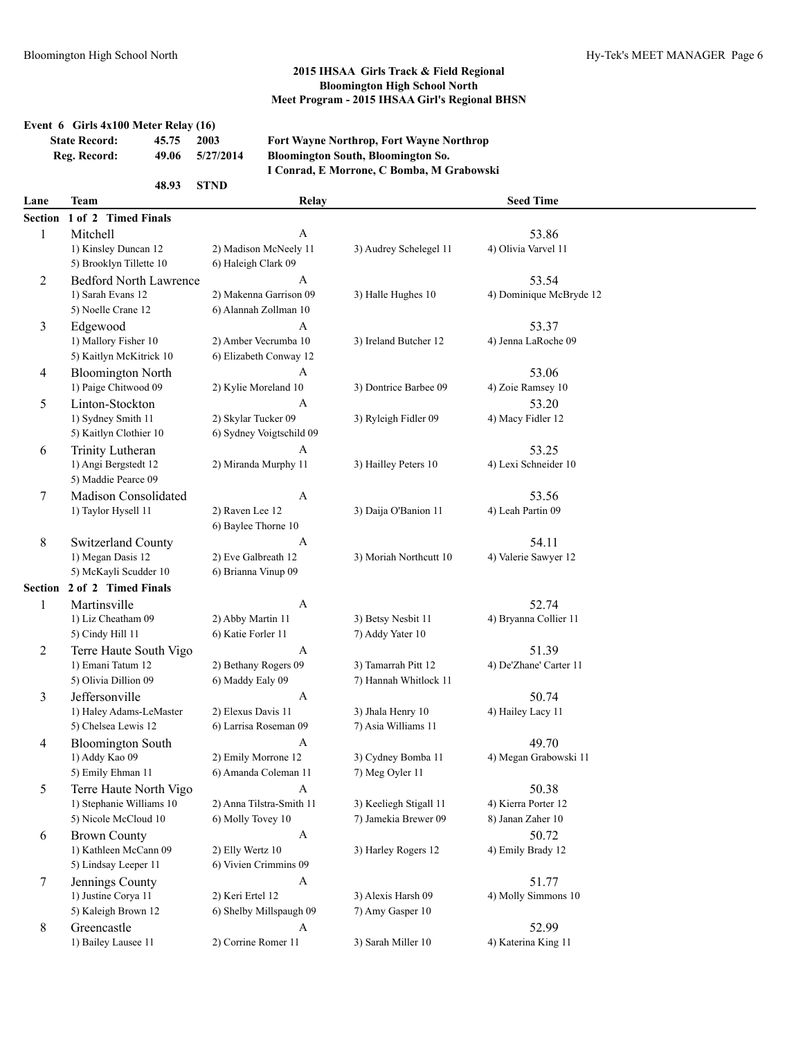## 2015 IHSAA Girls Track & Field Regional
## Bloomington High School North
## Meet Program - 2015 IHSAA Girl's Regional BHSN

**Event 6 Girls 4x100 Meter Relay (16)**

| | | | |
|---|---|---|---|
| **State Record:** | **45.75** | **2003** | **Fort Wayne Northrop, Fort Wayne Northrop** |
| **Reg. Record:** | **49.06** | **5/27/2014** | **Bloomington South, Bloomington So.** |
| | | | **I Conrad, E Morrone, C Bomba, M Grabowski** |
| | **48.93** | **STND** | |

| Lane | Team | Relay | | Seed Time |
|---|---|---|---|---|
| **Section 1 of 2 Timed Finals** | | | | |
| 1 | Mitchell | A | | 53.86 |
| | 1) Kinsley Duncan 12 | 2) Madison McNeely 11 | 3) Audrey Schelegel 11 | 4) Olivia Varvel 11 |
| | 5) Brooklyn Tillette 10 | 6) Haleigh Clark 09 | | |
| 2 | Bedford North Lawrence | A | | 53.54 |
| | 1) Sarah Evans 12 | 2) Makenna Garrison 09 | 3) Halle Hughes 10 | 4) Dominique McBryde 12 |
| | 5) Noelle Crane 12 | 6) Alannah Zollman 10 | | |
| 3 | Edgewood | A | | 53.37 |
| | 1) Mallory Fisher 10 | 2) Amber Vecrumba 10 | 3) Ireland Butcher 12 | 4) Jenna LaRoche 09 |
| | 5) Kaitlyn McKitrick 10 | 6) Elizabeth Conway 12 | | |
| 4 | Bloomington North | A | | 53.06 |
| | 1) Paige Chitwood 09 | 2) Kylie Moreland 10 | 3) Dontrice Barbee 09 | 4) Zoie Ramsey 10 |
| 5 | Linton-Stockton | A | | 53.20 |
| | 1) Sydney Smith 11 | 2) Skylar Tucker 09 | 3) Ryleigh Fidler 09 | 4) Macy Fidler 12 |
| | 5) Kaitlyn Clothier 10 | 6) Sydney Voigtschild 09 | | |
| 6 | Trinity Lutheran | A | | 53.25 |
| | 1) Angi Bergstedt 12 | 2) Miranda Murphy 11 | 3) Hailley Peters 10 | 4) Lexi Schneider 10 |
| | 5) Maddie Pearce 09 | | | |
| 7 | Madison Consolidated | A | | 53.56 |
| | 1) Taylor Hysell 11 | 2) Raven Lee 12 | 3) Daija O'Banion 11 | 4) Leah Partin 09 |
| | | 6) Baylee Thorne 10 | | |
| 8 | Switzerland County | A | | 54.11 |
| | 1) Megan Dasis 12 | 2) Eve Galbreath 12 | 3) Moriah Northcutt 10 | 4) Valerie Sawyer 12 |
| | 5) McKayli Scudder 10 | 6) Brianna Vinup 09 | | |
| **Section 2 of 2 Timed Finals** | | | | |
| 1 | Martinsville | A | | 52.74 |
| | 1) Liz Cheatham 09 | 2) Abby Martin 11 | 3) Betsy Nesbit 11 | 4) Bryanna Collier 11 |
| | 5) Cindy Hill 11 | 6) Katie Forler 11 | 7) Addy Yater 10 | |
| 2 | Terre Haute South Vigo | A | | 51.39 |
| | 1) Emani Tatum 12 | 2) Bethany Rogers 09 | 3) Tamarrah Pitt 12 | 4) De'Zhane' Carter 11 |
| | 5) Olivia Dillion 09 | 6) Maddy Ealy 09 | 7) Hannah Whitlock 11 | |
| 3 | Jeffersonville | A | | 50.74 |
| | 1) Haley Adams-LeMaster | 2) Elexus Davis 11 | 3) Jhala Henry 10 | 4) Hailey Lacy 11 |
| | 5) Chelsea Lewis 12 | 6) Larrisa Roseman 09 | 7) Asia Williams 11 | |
| 4 | Bloomington South | A | | 49.70 |
| | 1) Addy Kao 09 | 2) Emily Morrone 12 | 3) Cydney Bomba 11 | 4) Megan Grabowski 11 |
| | 5) Emily Ehman 11 | 6) Amanda Coleman 11 | 7) Meg Oyler 11 | |
| 5 | Terre Haute North Vigo | A | | 50.38 |
| | 1) Stephanie Williams 10 | 2) Anna Tilstra-Smith 11 | 3) Keeliegh Stigall 11 | 4) Kierra Porter 12 |
| | 5) Nicole McCloud 10 | 6) Molly Tovey 10 | 7) Jamekia Brewer 09 | 8) Janan Zaher 10 |
| 6 | Brown County | A | | 50.72 |
| | 1) Kathleen McCann 09 | 2) Elly Wertz 10 | 3) Harley Rogers 12 | 4) Emily Brady 12 |
| | 5) Lindsay Leeper 11 | 6) Vivien Crimmins 09 | | |
| 7 | Jennings County | A | | 51.77 |
| | 1) Justine Corya 11 | 2) Keri Ertel 12 | 3) Alexis Harsh 09 | 4) Molly Simmons 10 |
| | 5) Kaleigh Brown 12 | 6) Shelby Millspaugh 09 | 7) Amy Gasper 10 | |
| 8 | Greencastle | A | | 52.99 |
| | 1) Bailey Lausee 11 | 2) Corrine Romer 11 | 3) Sarah Miller 10 | 4) Katerina King 11 |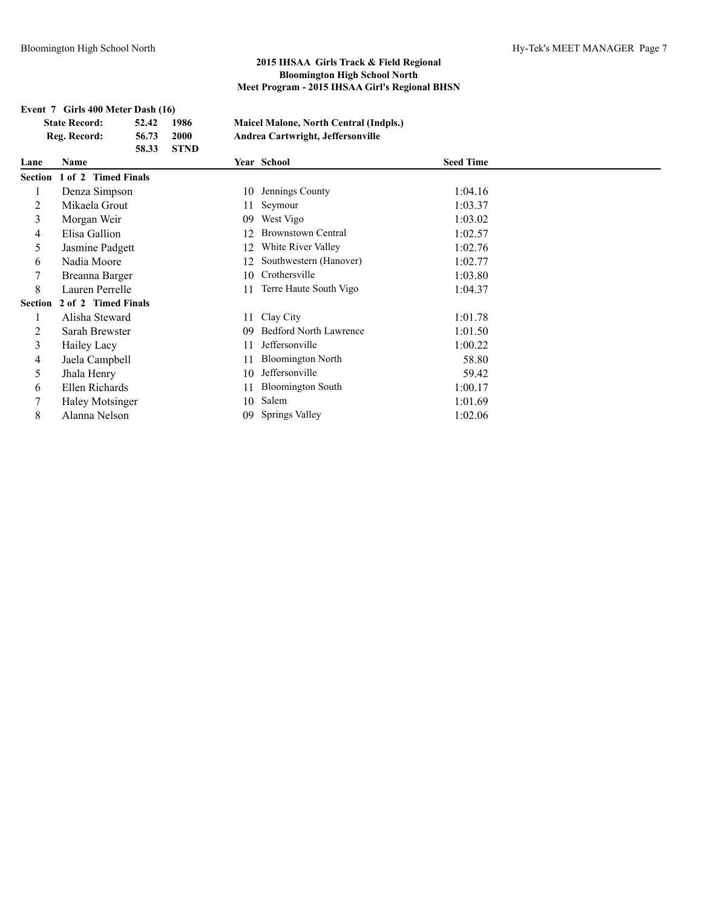## 2015 IHSAA Girls Track & Field Regional
## Bloomington High School North
## Meet Program - 2015 IHSAA Girl's Regional BHSN

**Event 7 Girls 400 Meter Dash (16)**

| | | | |
|---|---|---|---|
| **State Record:** | **52.42** | **1986** | **Maicel Malone, North Central (Indpls.)** |
| **Reg. Record:** | **56.73** | **2000** | **Andrea Cartwright, Jeffersonville** |
| | **58.33** | **STND** | |

| Lane | Name | Year | School | Seed Time |
|---|---|---|---|---|
| **Section 1 of 2 Timed Finals** | | | | |
| 1 | Denza Simpson | 10 | Jennings County | 1:04.16 |
| 2 | Mikaela Grout | 11 | Seymour | 1:03.37 |
| 3 | Morgan Weir | 09 | West Vigo | 1:03.02 |
| 4 | Elisa Gallion | 12 | Brownstown Central | 1:02.57 |
| 5 | Jasmine Padgett | 12 | White River Valley | 1:02.76 |
| 6 | Nadia Moore | 12 | Southwestern (Hanover) | 1:02.77 |
| 7 | Breanna Barger | 10 | Crothersville | 1:03.80 |
| 8 | Lauren Perrelle | 11 | Terre Haute South Vigo | 1:04.37 |
| **Section 2 of 2 Timed Finals** | | | | |
| 1 | Alisha Steward | 11 | Clay City | 1:01.78 |
| 2 | Sarah Brewster | 09 | Bedford North Lawrence | 1:01.50 |
| 3 | Hailey Lacy | 11 | Jeffersonville | 1:00.22 |
| 4 | Jaela Campbell | 11 | Bloomington North | 58.80 |
| 5 | Jhala Henry | 10 | Jeffersonville | 59.42 |
| 6 | Ellen Richards | 11 | Bloomington South | 1:00.17 |
| 7 | Haley Motsinger | 10 | Salem | 1:01.69 |
| 8 | Alanna Nelson | 09 | Springs Valley | 1:02.06 |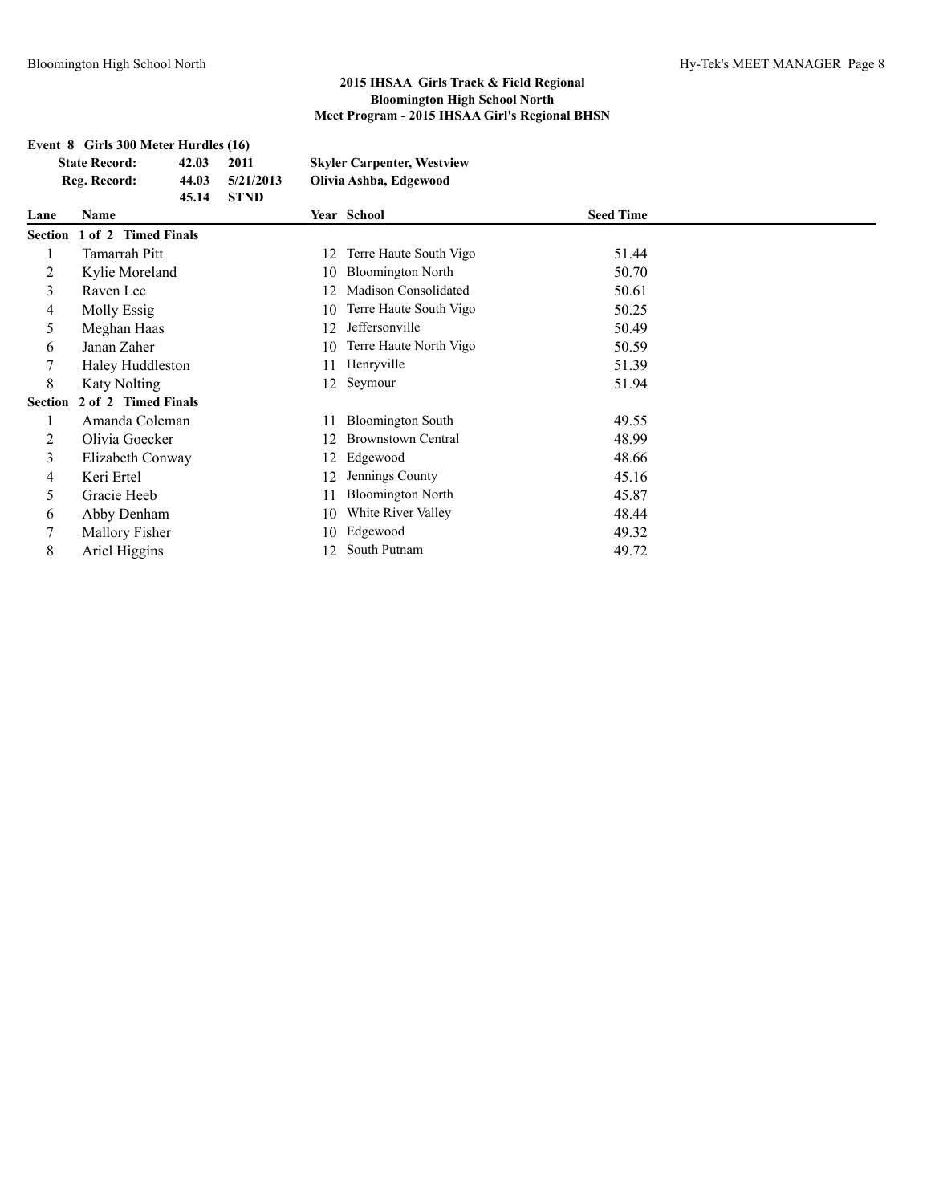## 2015 IHSAA Girls Track & Field Regional
## Bloomington High School North
## Meet Program - 2015 IHSAA Girl's Regional BHSN

### Event 8 Girls 300 Meter Hurdles (16)

| | | | |
|---|---|---|---|
| **State Record:** | **42.03** | **2011** | **Skyler Carpenter, Westview** |
| **Reg. Record:** | **44.03** | **5/21/2013** | **Olivia Ashba, Edgewood** |
| | **45.14** | **STND** | |

| Lane | Name | Year | School | Seed Time |
|---|---|---|---|---|
| **Section 1 of 2 Timed Finals** | | | | |
| 1 | Tamarrah Pitt | 12 | Terre Haute South Vigo | 51.44 |
| 2 | Kylie Moreland | 10 | Bloomington North | 50.70 |
| 3 | Raven Lee | 12 | Madison Consolidated | 50.61 |
| 4 | Molly Essig | 10 | Terre Haute South Vigo | 50.25 |
| 5 | Meghan Haas | 12 | Jeffersonville | 50.49 |
| 6 | Janan Zaher | 10 | Terre Haute North Vigo | 50.59 |
| 7 | Haley Huddleston | 11 | Henryville | 51.39 |
| 8 | Katy Nolting | 12 | Seymour | 51.94 |
| **Section 2 of 2 Timed Finals** | | | | |
| 1 | Amanda Coleman | 11 | Bloomington South | 49.55 |
| 2 | Olivia Goecker | 12 | Brownstown Central | 48.99 |
| 3 | Elizabeth Conway | 12 | Edgewood | 48.66 |
| 4 | Keri Ertel | 12 | Jennings County | 45.16 |
| 5 | Gracie Heeb | 11 | Bloomington North | 45.87 |
| 6 | Abby Denham | 10 | White River Valley | 48.44 |
| 7 | Mallory Fisher | 10 | Edgewood | 49.32 |
| 8 | Ariel Higgins | 12 | South Putnam | 49.72 |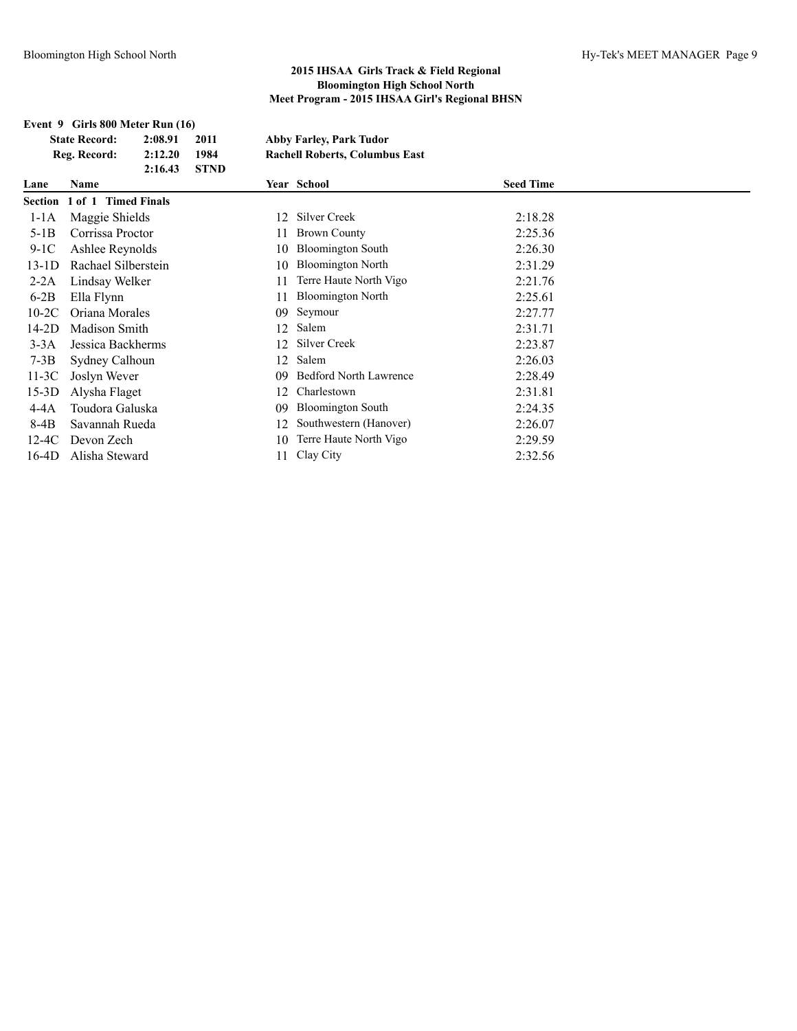## 2015 IHSAA Girls Track & Field Regional
## Bloomington High School North
## Meet Program - 2015 IHSAA Girl's Regional BHSN

### Event 9 Girls 800 Meter Run (16)

| | | | |
|---|---|---|---|
| **State Record:** | **2:08.91** | **2011** | **Abby Farley, Park Tudor** |
| **Reg. Record:** | **2:12.20** | **1984** | **Rachell Roberts, Columbus East** |
| | **2:16.43** | **STND** | |

**Section 1 of 1 Timed Finals**

| Lane | Name | Year | School | Seed Time |
|---|---|---|---|---|
| 1-1A | Maggie Shields | 12 | Silver Creek | 2:18.28 |
| 5-1B | Corrissa Proctor | 11 | Brown County | 2:25.36 |
| 9-1C | Ashlee Reynolds | 10 | Bloomington South | 2:26.30 |
| 13-1D | Rachael Silberstein | 10 | Bloomington North | 2:31.29 |
| 2-2A | Lindsay Welker | 11 | Terre Haute North Vigo | 2:21.76 |
| 6-2B | Ella Flynn | 11 | Bloomington North | 2:25.61 |
| 10-2C | Oriana Morales | 09 | Seymour | 2:27.77 |
| 14-2D | Madison Smith | 12 | Salem | 2:31.71 |
| 3-3A | Jessica Backherms | 12 | Silver Creek | 2:23.87 |
| 7-3B | Sydney Calhoun | 12 | Salem | 2:26.03 |
| 11-3C | Joslyn Wever | 09 | Bedford North Lawrence | 2:28.49 |
| 15-3D | Alysha Flaget | 12 | Charlestown | 2:31.81 |
| 4-4A | Toudora Galuska | 09 | Bloomington South | 2:24.35 |
| 8-4B | Savannah Rueda | 12 | Southwestern (Hanover) | 2:26.07 |
| 12-4C | Devon Zech | 10 | Terre Haute North Vigo | 2:29.59 |
| 16-4D | Alisha Steward | 11 | Clay City | 2:32.56 |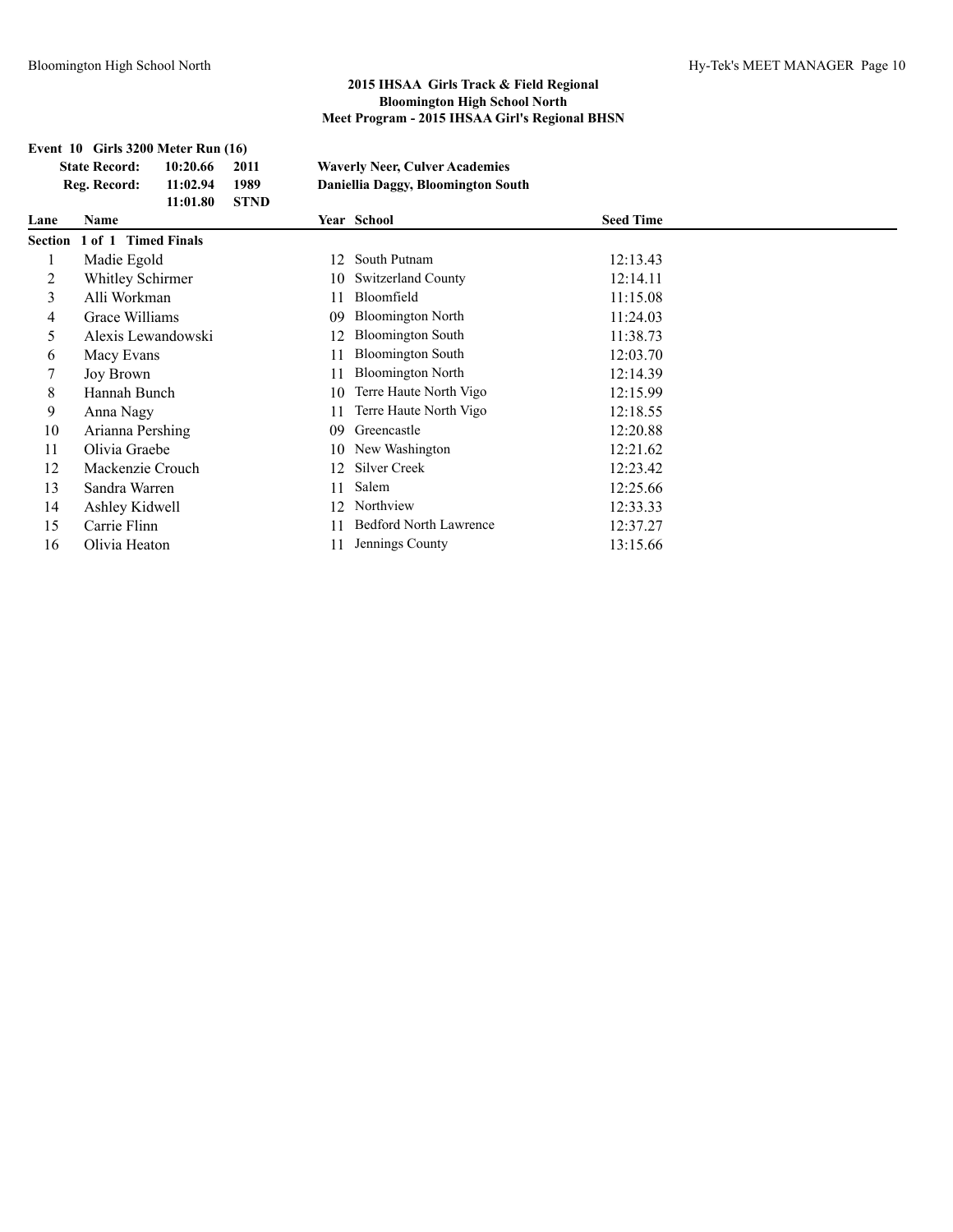## 2015 IHSAA Girls Track & Field Regional
## Bloomington High School North
## Meet Program - 2015 IHSAA Girl's Regional BHSN

**Event 10 Girls 3200 Meter Run (16)**

| | | | |
|---|---|---|---|
| **State Record:** | **10:20.66** | **2011** | **Waverly Neer, Culver Academies** |
| **Reg. Record:** | **11:02.94** | **1989** | **Daniellia Daggy, Bloomington South** |
| | **11:01.80** | **STND** | |

**Section 1 of 1 Timed Finals**

| Lane | Name | Year | School | Seed Time |
|---|---|---|---|---|
| 1 | Madie Egold | 12 | South Putnam | 12:13.43 |
| 2 | Whitley Schirmer | 10 | Switzerland County | 12:14.11 |
| 3 | Alli Workman | 11 | Bloomfield | 11:15.08 |
| 4 | Grace Williams | 09 | Bloomington North | 11:24.03 |
| 5 | Alexis Lewandowski | 12 | Bloomington South | 11:38.73 |
| 6 | Macy Evans | 11 | Bloomington South | 12:03.70 |
| 7 | Joy Brown | 11 | Bloomington North | 12:14.39 |
| 8 | Hannah Bunch | 10 | Terre Haute North Vigo | 12:15.99 |
| 9 | Anna Nagy | 11 | Terre Haute North Vigo | 12:18.55 |
| 10 | Arianna Pershing | 09 | Greencastle | 12:20.88 |
| 11 | Olivia Graebe | 10 | New Washington | 12:21.62 |
| 12 | Mackenzie Crouch | 12 | Silver Creek | 12:23.42 |
| 13 | Sandra Warren | 11 | Salem | 12:25.66 |
| 14 | Ashley Kidwell | 12 | Northview | 12:33.33 |
| 15 | Carrie Flinn | 11 | Bedford North Lawrence | 12:37.27 |
| 16 | Olivia Heaton | 11 | Jennings County | 13:15.66 |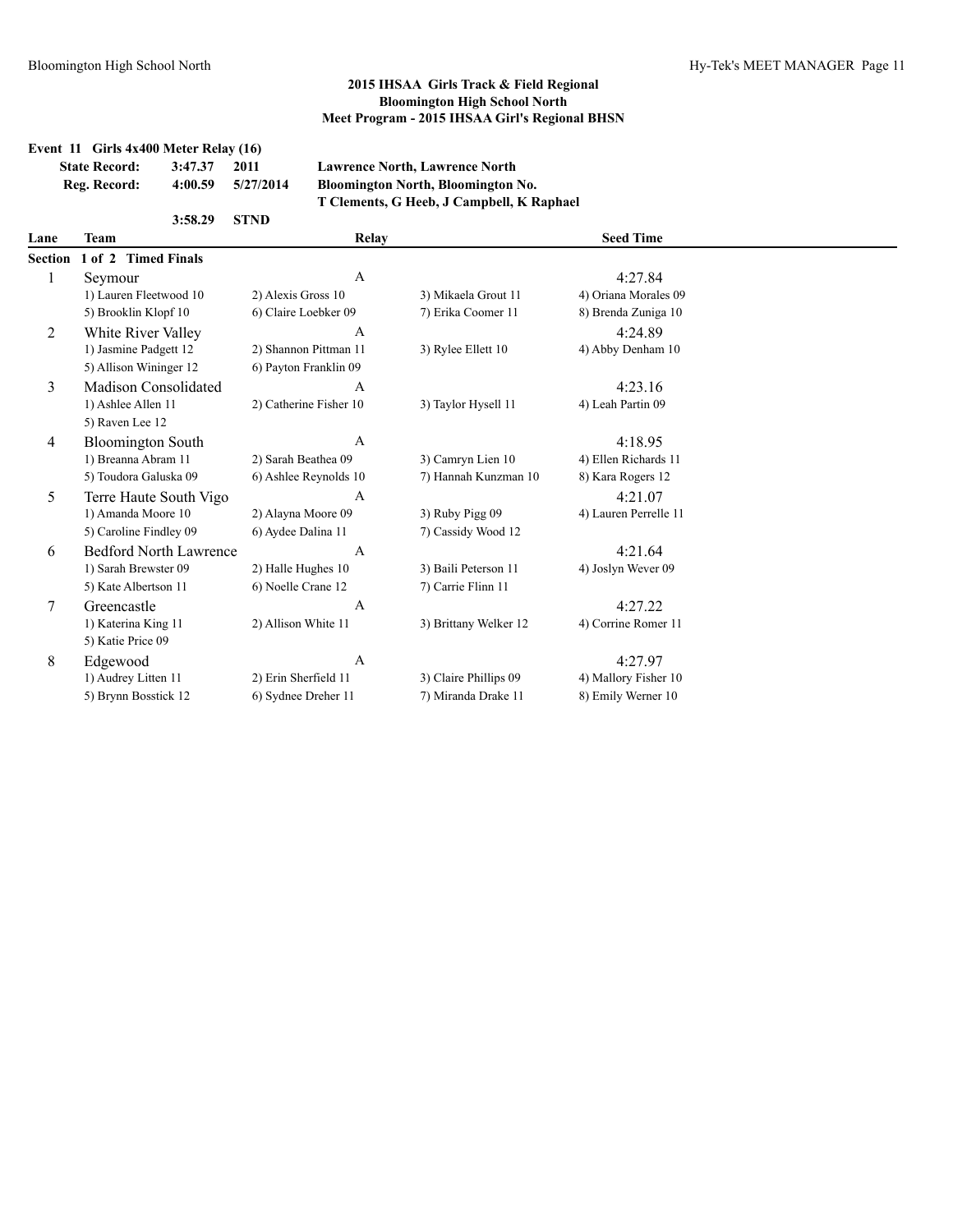## 2015 IHSAA Girls Track & Field Regional
## Bloomington High School North
## Meet Program - 2015 IHSAA Girl's Regional BHSN

### Event 11 Girls 4x400 Meter Relay (16)

| | | | |
|---|---|---|---|
| **State Record:** | **3:47.37** | **2011** | **Lawrence North, Lawrence North** |
| **Reg. Record:** | **4:00.59** | **5/27/2014** | **Bloomington North, Bloomington No.** |
| | | | **T Clements, G Heeb, J Campbell, K Raphael** |
| | **3:58.29** | **STND** | |

| Lane | Team | Relay | | Seed Time |
|---|---|---|---|---|
| **Section 1 of 2 Timed Finals** | | | | |
| 1 | Seymour | A | | 4:27.84 |
| | 1) Lauren Fleetwood 10 | 2) Alexis Gross 10 | 3) Mikaela Grout 11 | 4) Oriana Morales 09 |
| | 5) Brooklin Klopf 10 | 6) Claire Loebker 09 | 7) Erika Coomer 11 | 8) Brenda Zuniga 10 |
| 2 | White River Valley | A | | 4:24.89 |
| | 1) Jasmine Padgett 12 | 2) Shannon Pittman 11 | 3) Rylee Ellett 10 | 4) Abby Denham 10 |
| | 5) Allison Wininger 12 | 6) Payton Franklin 09 | | |
| 3 | Madison Consolidated | A | | 4:23.16 |
| | 1) Ashlee Allen 11 | 2) Catherine Fisher 10 | 3) Taylor Hysell 11 | 4) Leah Partin 09 |
| | 5) Raven Lee 12 | | | |
| 4 | Bloomington South | A | | 4:18.95 |
| | 1) Breanna Abram 11 | 2) Sarah Beathea 09 | 3) Camryn Lien 10 | 4) Ellen Richards 11 |
| | 5) Toudora Galuska 09 | 6) Ashlee Reynolds 10 | 7) Hannah Kunzman 10 | 8) Kara Rogers 12 |
| 5 | Terre Haute South Vigo | A | | 4:21.07 |
| | 1) Amanda Moore 10 | 2) Alayna Moore 09 | 3) Ruby Pigg 09 | 4) Lauren Perrelle 11 |
| | 5) Caroline Findley 09 | 6) Aydee Dalina 11 | 7) Cassidy Wood 12 | |
| 6 | Bedford North Lawrence | A | | 4:21.64 |
| | 1) Sarah Brewster 09 | 2) Halle Hughes 10 | 3) Baili Peterson 11 | 4) Joslyn Wever 09 |
| | 5) Kate Albertson 11 | 6) Noelle Crane 12 | 7) Carrie Flinn 11 | |
| 7 | Greencastle | A | | 4:27.22 |
| | 1) Katerina King 11 | 2) Allison White 11 | 3) Brittany Welker 12 | 4) Corrine Romer 11 |
| | 5) Katie Price 09 | | | |
| 8 | Edgewood | A | | 4:27.97 |
| | 1) Audrey Litten 11 | 2) Erin Sherfield 11 | 3) Claire Phillips 09 | 4) Mallory Fisher 10 |
| | 5) Brynn Bosstick 12 | 6) Sydnee Dreher 11 | 7) Miranda Drake 11 | 8) Emily Werner 10 |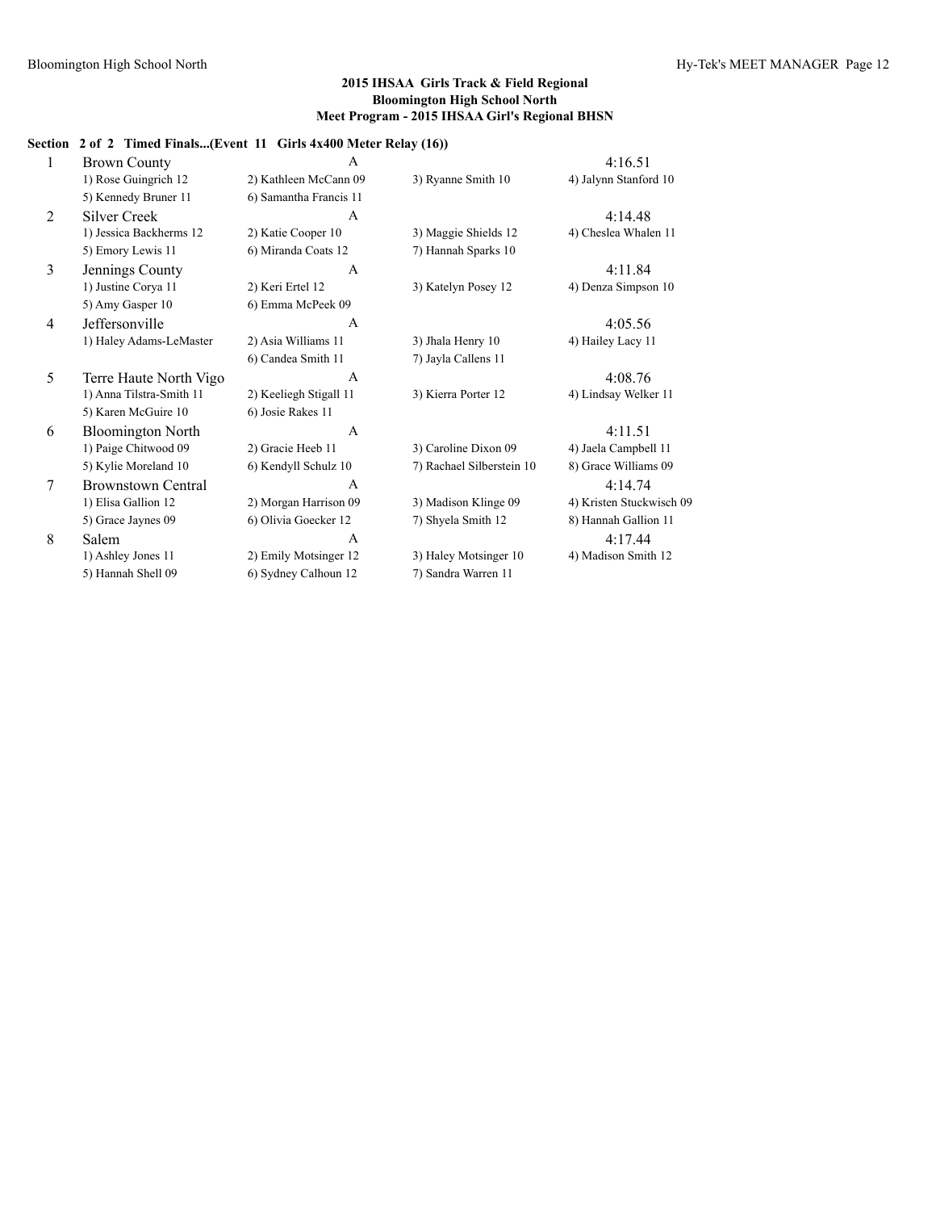## 2015 IHSAA Girls Track & Field Regional
## Bloomington High School North
## Meet Program - 2015 IHSAA Girl's Regional BHSN

**Section 2 of 2 Timed Finals...(Event 11 Girls 4x400 Meter Relay (16))**

| Lane | Team | Relay | | Seed |
|---|---|---|---|---|
| 1 | Brown County | A | | 4:16.51 |
| | 1) Rose Guingrich 12 | 2) Kathleen McCann 09 | 3) Ryanne Smith 10 | 4) Jalynn Stanford 10 |
| | 5) Kennedy Bruner 11 | 6) Samantha Francis 11 | | |
| 2 | Silver Creek | A | | 4:14.48 |
| | 1) Jessica Backherms 12 | 2) Katie Cooper 10 | 3) Maggie Shields 12 | 4) Cheslea Whalen 11 |
| | 5) Emory Lewis 11 | 6) Miranda Coats 12 | 7) Hannah Sparks 10 | |
| 3 | Jennings County | A | | 4:11.84 |
| | 1) Justine Corya 11 | 2) Keri Ertel 12 | 3) Katelyn Posey 12 | 4) Denza Simpson 10 |
| | 5) Amy Gasper 10 | 6) Emma McPeek 09 | | |
| 4 | Jeffersonville | A | | 4:05.56 |
| | 1) Haley Adams-LeMaster | 2) Asia Williams 11 | 3) Jhala Henry 10 | 4) Hailey Lacy 11 |
| | | 6) Candea Smith 11 | 7) Jayla Callens 11 | |
| 5 | Terre Haute North Vigo | A | | 4:08.76 |
| | 1) Anna Tilstra-Smith 11 | 2) Keeliegh Stigall 11 | 3) Kierra Porter 12 | 4) Lindsay Welker 11 |
| | 5) Karen McGuire 10 | 6) Josie Rakes 11 | | |
| 6 | Bloomington North | A | | 4:11.51 |
| | 1) Paige Chitwood 09 | 2) Gracie Heeb 11 | 3) Caroline Dixon 09 | 4) Jaela Campbell 11 |
| | 5) Kylie Moreland 10 | 6) Kendyll Schulz 10 | 7) Rachael Silberstein 10 | 8) Grace Williams 09 |
| 7 | Brownstown Central | A | | 4:14.74 |
| | 1) Elisa Gallion 12 | 2) Morgan Harrison 09 | 3) Madison Klinge 09 | 4) Kristen Stuckwisch 09 |
| | 5) Grace Jaynes 09 | 6) Olivia Goecker 12 | 7) Shyela Smith 12 | 8) Hannah Gallion 11 |
| 8 | Salem | A | | 4:17.44 |
| | 1) Ashley Jones 11 | 2) Emily Motsinger 12 | 3) Haley Motsinger 10 | 4) Madison Smith 12 |
| | 5) Hannah Shell 09 | 6) Sydney Calhoun 12 | 7) Sandra Warren 11 | |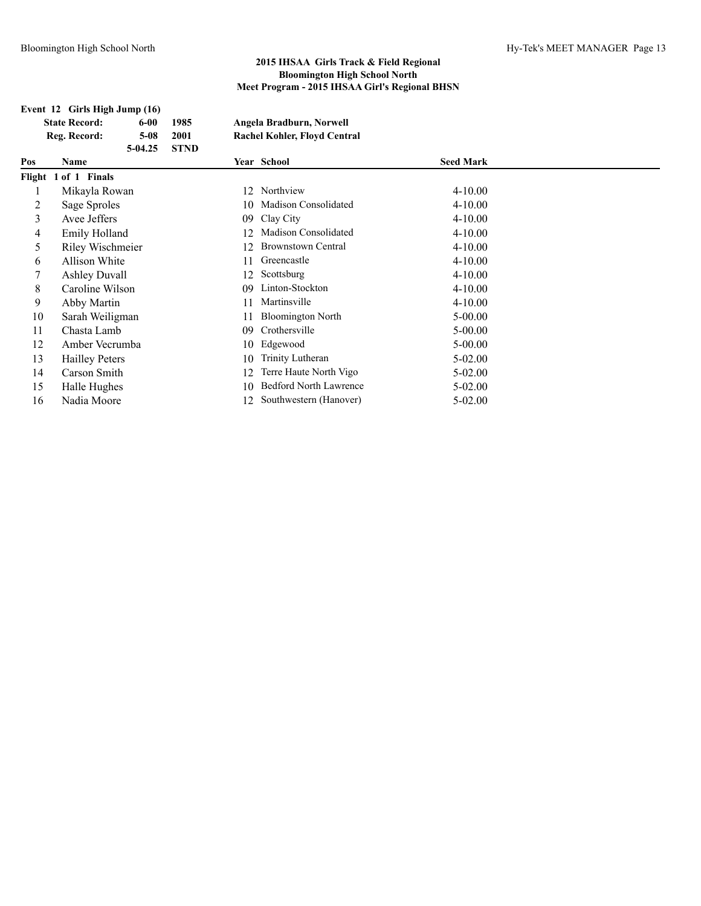## 2015 IHSAA Girls Track & Field Regional
## Bloomington High School North
## Meet Program - 2015 IHSAA Girl's Regional BHSN

### Event 12 Girls High Jump (16)

| | | | |
|---|---|---|---|
| **State Record:** | **6-00** | **1985** | **Angela Bradburn, Norwell** |
| **Reg. Record:** | **5-08** | **2001** | **Rachel Kohler, Floyd Central** |
| | **5-04.25** | **STND** | |

**Flight 1 of 1 Finals**

| Pos | Name | Year | School | Seed Mark |
|---|---|---|---|---|
| 1 | Mikayla Rowan | 12 | Northview | 4-10.00 |
| 2 | Sage Sproles | 10 | Madison Consolidated | 4-10.00 |
| 3 | Avee Jeffers | 09 | Clay City | 4-10.00 |
| 4 | Emily Holland | 12 | Madison Consolidated | 4-10.00 |
| 5 | Riley Wischmeier | 12 | Brownstown Central | 4-10.00 |
| 6 | Allison White | 11 | Greencastle | 4-10.00 |
| 7 | Ashley Duvall | 12 | Scottsburg | 4-10.00 |
| 8 | Caroline Wilson | 09 | Linton-Stockton | 4-10.00 |
| 9 | Abby Martin | 11 | Martinsville | 4-10.00 |
| 10 | Sarah Weiligman | 11 | Bloomington North | 5-00.00 |
| 11 | Chasta Lamb | 09 | Crothersville | 5-00.00 |
| 12 | Amber Vecrumba | 10 | Edgewood | 5-00.00 |
| 13 | Hailley Peters | 10 | Trinity Lutheran | 5-02.00 |
| 14 | Carson Smith | 12 | Terre Haute North Vigo | 5-02.00 |
| 15 | Halle Hughes | 10 | Bedford North Lawrence | 5-02.00 |
| 16 | Nadia Moore | 12 | Southwestern (Hanover) | 5-02.00 |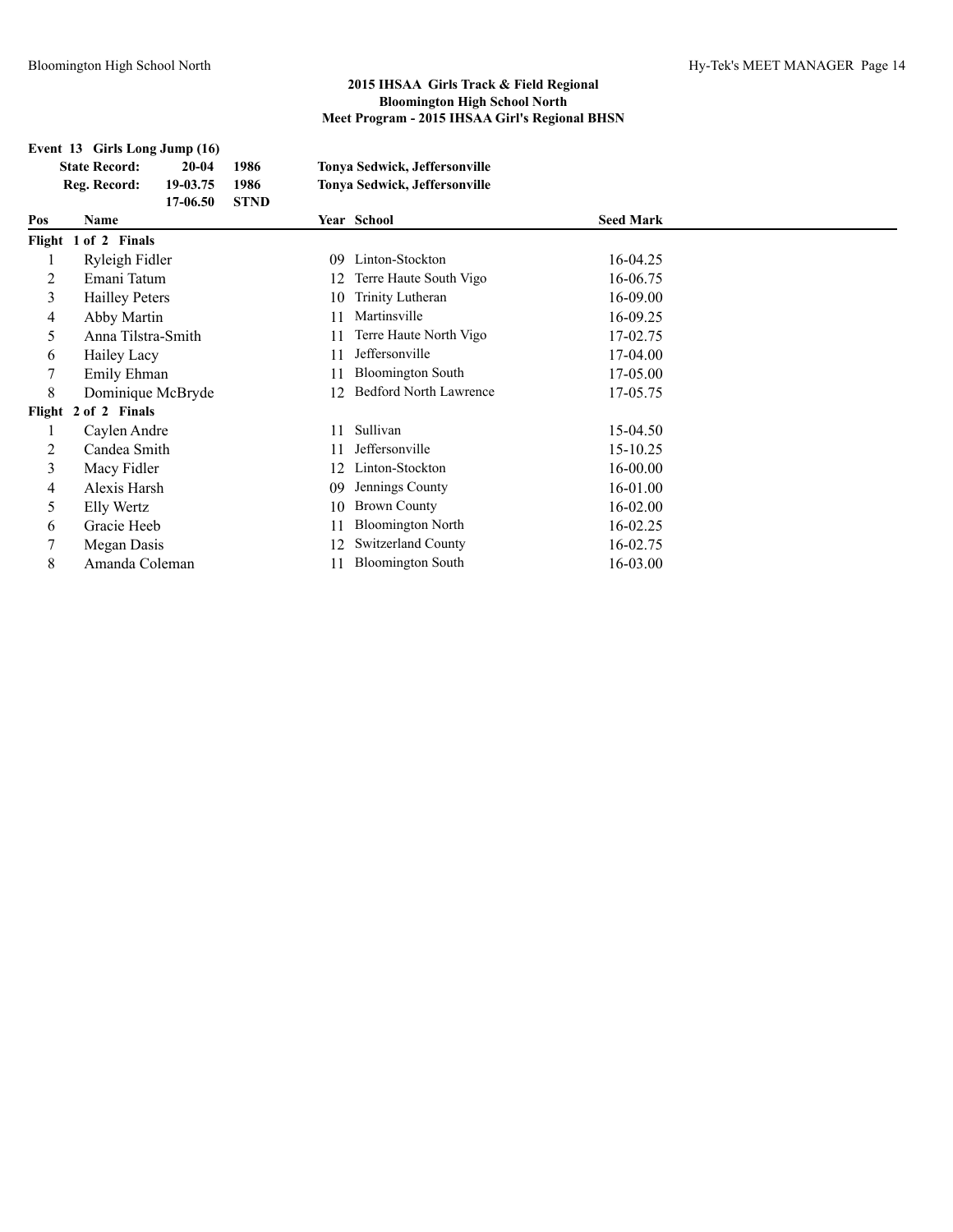## 2015 IHSAA Girls Track & Field Regional
## Bloomington High School North
## Meet Program - 2015 IHSAA Girl's Regional BHSN

### Event 13 Girls Long Jump (16)

| | | | |
|---|---|---|---|
| **State Record:** | **20-04** | **1986** | **Tonya Sedwick, Jeffersonville** |
| **Reg. Record:** | **19-03.75** | **1986** | **Tonya Sedwick, Jeffersonville** |
| | **17-06.50** | **STND** | |

| Pos | Name | Year | School | Seed Mark |
|---|---|---|---|---|
| **Flight 1 of 2 Finals** | | | | |
| 1 | Ryleigh Fidler | 09 | Linton-Stockton | 16-04.25 |
| 2 | Emani Tatum | 12 | Terre Haute South Vigo | 16-06.75 |
| 3 | Hailley Peters | 10 | Trinity Lutheran | 16-09.00 |
| 4 | Abby Martin | 11 | Martinsville | 16-09.25 |
| 5 | Anna Tilstra-Smith | 11 | Terre Haute North Vigo | 17-02.75 |
| 6 | Hailey Lacy | 11 | Jeffersonville | 17-04.00 |
| 7 | Emily Ehman | 11 | Bloomington South | 17-05.00 |
| 8 | Dominique McBryde | 12 | Bedford North Lawrence | 17-05.75 |
| **Flight 2 of 2 Finals** | | | | |
| 1 | Caylen Andre | 11 | Sullivan | 15-04.50 |
| 2 | Candea Smith | 11 | Jeffersonville | 15-10.25 |
| 3 | Macy Fidler | 12 | Linton-Stockton | 16-00.00 |
| 4 | Alexis Harsh | 09 | Jennings County | 16-01.00 |
| 5 | Elly Wertz | 10 | Brown County | 16-02.00 |
| 6 | Gracie Heeb | 11 | Bloomington North | 16-02.25 |
| 7 | Megan Dasis | 12 | Switzerland County | 16-02.75 |
| 8 | Amanda Coleman | 11 | Bloomington South | 16-03.00 |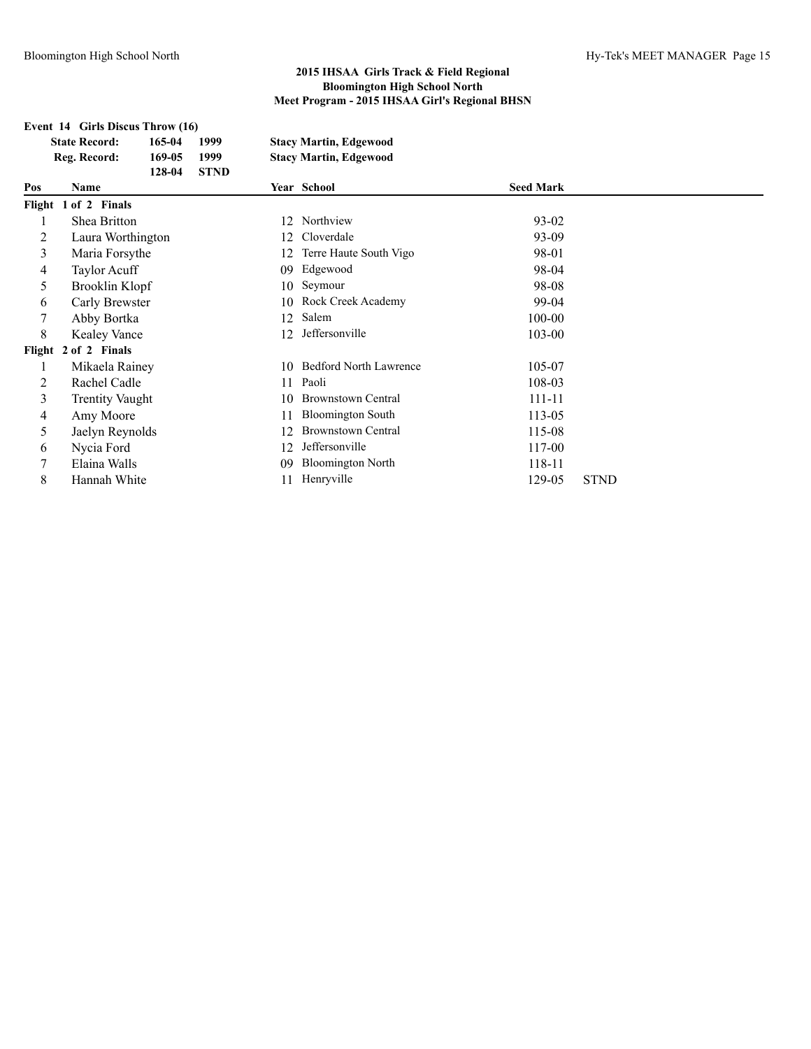## 2015 IHSAA Girls Track & Field Regional
## Bloomington High School North
## Meet Program - 2015 IHSAA Girl's Regional BHSN

### Event 14 Girls Discus Throw (16)

| | | | |
|---|---|---|---|
| **State Record:** | **165-04** | **1999** | **Stacy Martin, Edgewood** |
| **Reg. Record:** | **169-05** | **1999** | **Stacy Martin, Edgewood** |
| | **128-04** | **STND** | |

| Pos | Name | Year | School | Seed Mark | |
|---|---|---|---|---|---|
| **Flight 1 of 2 Finals** | | | | | |
| 1 | Shea Britton | 12 | Northview | 93-02 | |
| 2 | Laura Worthington | 12 | Cloverdale | 93-09 | |
| 3 | Maria Forsythe | 12 | Terre Haute South Vigo | 98-01 | |
| 4 | Taylor Acuff | 09 | Edgewood | 98-04 | |
| 5 | Brooklin Klopf | 10 | Seymour | 98-08 | |
| 6 | Carly Brewster | 10 | Rock Creek Academy | 99-04 | |
| 7 | Abby Bortka | 12 | Salem | 100-00 | |
| 8 | Kealey Vance | 12 | Jeffersonville | 103-00 | |
| **Flight 2 of 2 Finals** | | | | | |
| 1 | Mikaela Rainey | 10 | Bedford North Lawrence | 105-07 | |
| 2 | Rachel Cadle | 11 | Paoli | 108-03 | |
| 3 | Trentity Vaught | 10 | Brownstown Central | 111-11 | |
| 4 | Amy Moore | 11 | Bloomington South | 113-05 | |
| 5 | Jaelyn Reynolds | 12 | Brownstown Central | 115-08 | |
| 6 | Nycia Ford | 12 | Jeffersonville | 117-00 | |
| 7 | Elaina Walls | 09 | Bloomington North | 118-11 | |
| 8 | Hannah White | 11 | Henryville | 129-05 | STND |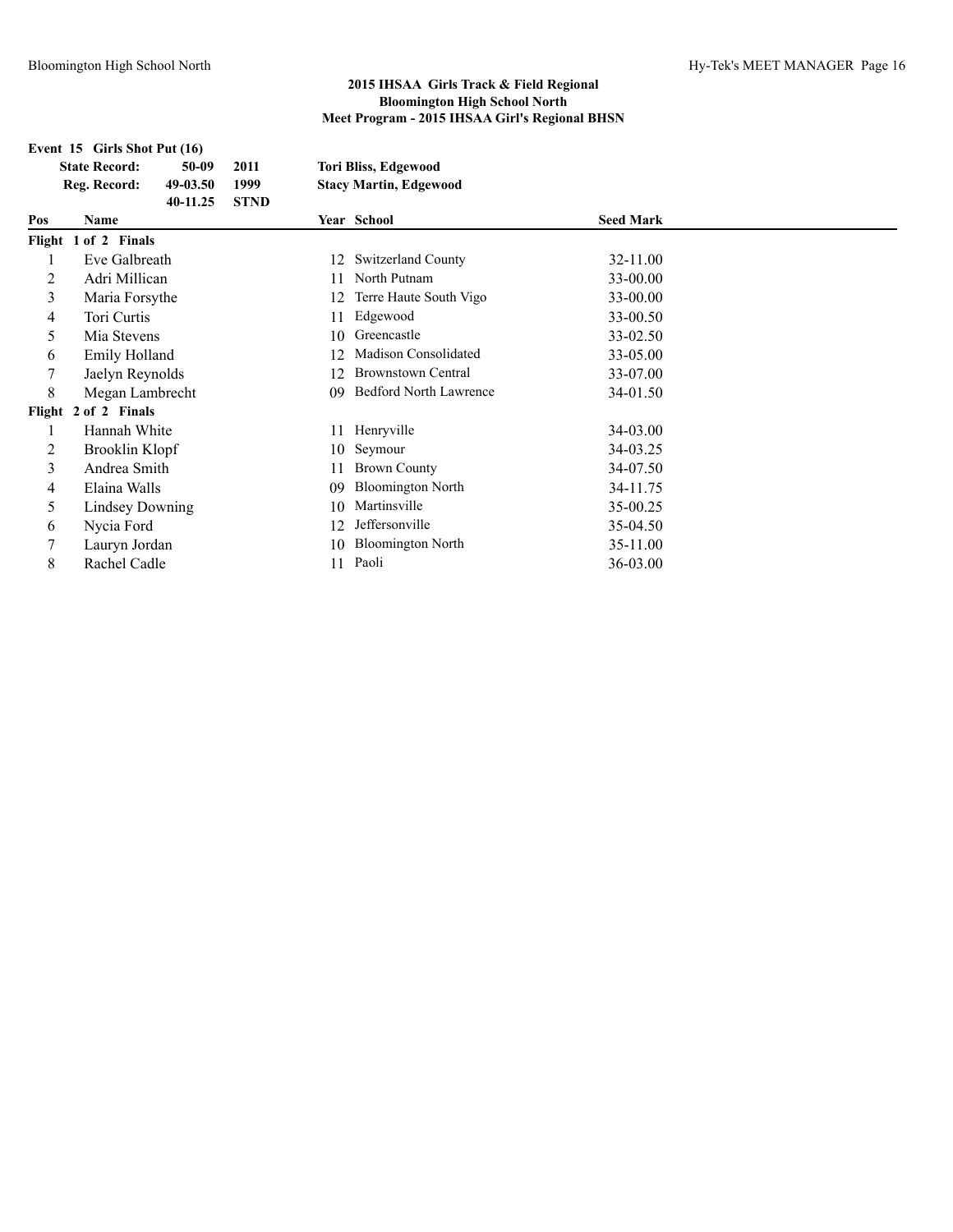**2015 IHSAA Girls Track & Field Regional**
**Bloomington High School North**
**Meet Program - 2015 IHSAA Girl's Regional BHSN**

**Event 15 Girls Shot Put (16)**

| | | | |
|---|---|---|---|
| **State Record:** | **50-09** | **2011** | **Tori Bliss, Edgewood** |
| **Reg. Record:** | **49-03.50** | **1999** | **Stacy Martin, Edgewood** |
| | **40-11.25** | **STND** | |

| Pos | Name | Year | School | Seed Mark |
|---|---|---|---|---|
| **Flight 1 of 2 Finals** | | | | |
| 1 | Eve Galbreath | 12 | Switzerland County | 32-11.00 |
| 2 | Adri Millican | 11 | North Putnam | 33-00.00 |
| 3 | Maria Forsythe | 12 | Terre Haute South Vigo | 33-00.00 |
| 4 | Tori Curtis | 11 | Edgewood | 33-00.50 |
| 5 | Mia Stevens | 10 | Greencastle | 33-02.50 |
| 6 | Emily Holland | 12 | Madison Consolidated | 33-05.00 |
| 7 | Jaelyn Reynolds | 12 | Brownstown Central | 33-07.00 |
| 8 | Megan Lambrecht | 09 | Bedford North Lawrence | 34-01.50 |
| **Flight 2 of 2 Finals** | | | | |
| 1 | Hannah White | 11 | Henryville | 34-03.00 |
| 2 | Brooklin Klopf | 10 | Seymour | 34-03.25 |
| 3 | Andrea Smith | 11 | Brown County | 34-07.50 |
| 4 | Elaina Walls | 09 | Bloomington North | 34-11.75 |
| 5 | Lindsey Downing | 10 | Martinsville | 35-00.25 |
| 6 | Nycia Ford | 12 | Jeffersonville | 35-04.50 |
| 7 | Lauryn Jordan | 10 | Bloomington North | 35-11.00 |
| 8 | Rachel Cadle | 11 | Paoli | 36-03.00 |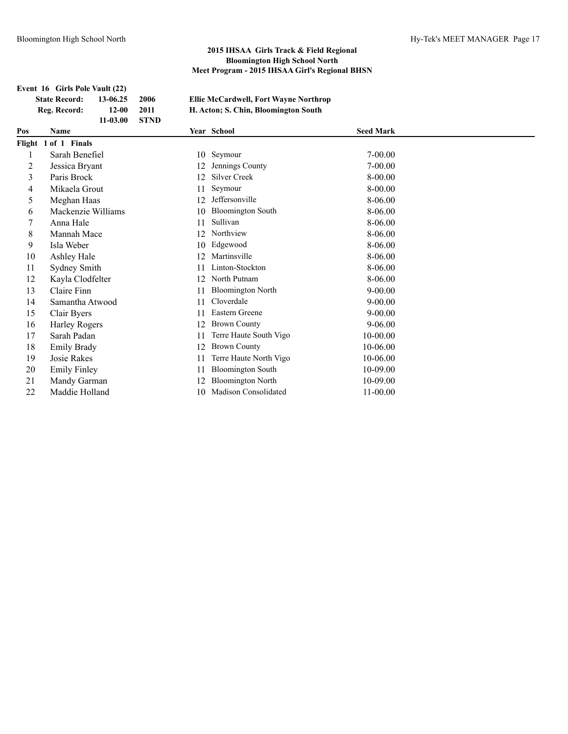## 2015 IHSAA Girls Track & Field Regional
## Bloomington High School North
## Meet Program - 2015 IHSAA Girl's Regional BHSN

**Event 16 Girls Pole Vault (22)**

| | | | |
|---|---|---|---|
| **State Record:** | **13-06.25** | **2006** | **Ellie McCardwell, Fort Wayne Northrop** |
| **Reg. Record:** | **12-00** | **2011** | **H. Acton; S. Chin, Bloomington South** |
| | **11-03.00** | **STND** | |

**Flight 1 of 1 Finals**

| Pos | Name | Year | School | Seed Mark |
|---|---|---|---|---|
| 1 | Sarah Benefiel | 10 | Seymour | 7-00.00 |
| 2 | Jessica Bryant | 12 | Jennings County | 7-00.00 |
| 3 | Paris Brock | 12 | Silver Creek | 8-00.00 |
| 4 | Mikaela Grout | 11 | Seymour | 8-00.00 |
| 5 | Meghan Haas | 12 | Jeffersonville | 8-06.00 |
| 6 | Mackenzie Williams | 10 | Bloomington South | 8-06.00 |
| 7 | Anna Hale | 11 | Sullivan | 8-06.00 |
| 8 | Mannah Mace | 12 | Northview | 8-06.00 |
| 9 | Isla Weber | 10 | Edgewood | 8-06.00 |
| 10 | Ashley Hale | 12 | Martinsville | 8-06.00 |
| 11 | Sydney Smith | 11 | Linton-Stockton | 8-06.00 |
| 12 | Kayla Clodfelter | 12 | North Putnam | 8-06.00 |
| 13 | Claire Finn | 11 | Bloomington North | 9-00.00 |
| 14 | Samantha Atwood | 11 | Cloverdale | 9-00.00 |
| 15 | Clair Byers | 11 | Eastern Greene | 9-00.00 |
| 16 | Harley Rogers | 12 | Brown County | 9-06.00 |
| 17 | Sarah Padan | 11 | Terre Haute South Vigo | 10-00.00 |
| 18 | Emily Brady | 12 | Brown County | 10-06.00 |
| 19 | Josie Rakes | 11 | Terre Haute North Vigo | 10-06.00 |
| 20 | Emily Finley | 11 | Bloomington South | 10-09.00 |
| 21 | Mandy Garman | 12 | Bloomington North | 10-09.00 |
| 22 | Maddie Holland | 10 | Madison Consolidated | 11-00.00 |